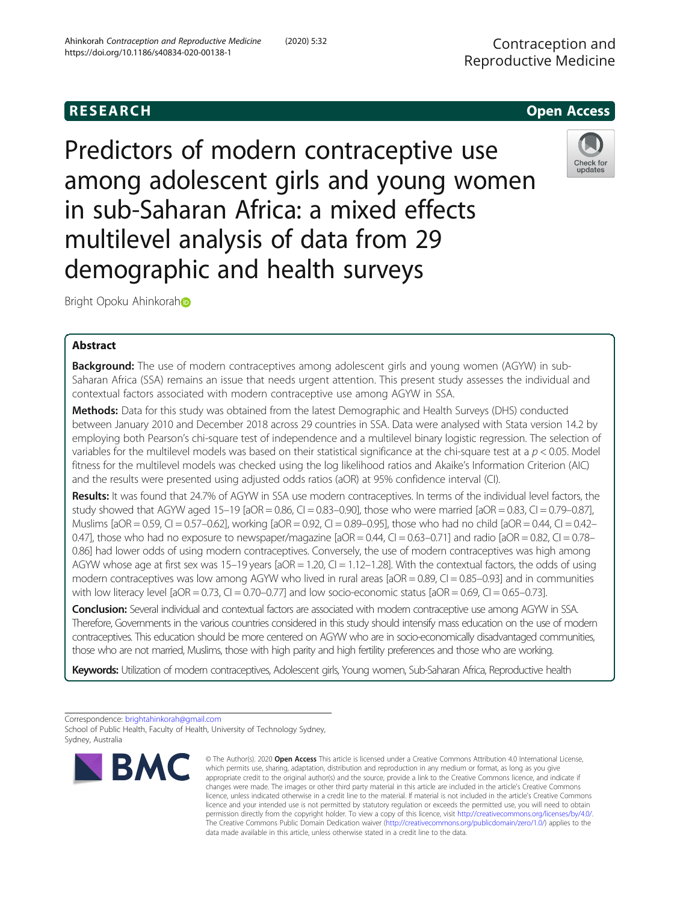RESEARCH

Open Access

# Predictors of modern contraceptive use among adolescent girls and young women in sub-Saharan Africa: a mixed effects multilevel analysis of data from 29 demographic and health surveys

Bright Opoku Ahinkorah

## Abstract

**Background:** The use of modern contraceptives among adolescent girls and young women (AGYW) in sub-Saharan Africa (SSA) remains an issue that needs urgent attention. This present study assesses the individual and contextual factors associated with modern contraceptive use among AGYW in SSA.

**Methods:** Data for this study was obtained from the latest Demographic and Health Surveys (DHS) conducted between January 2010 and December 2018 across 29 countries in SSA. Data were analysed with Stata version 14.2 by employing both Pearson's chi-square test of independence and a multilevel binary logistic regression. The selection of variables for the multilevel models was based on their statistical significance at the chi-square test at a $p < 0.05$. Model fitness for the multilevel models was checked using the log likelihood ratios and Akaike's Information Criterion (AIC) and the results were presented using adjusted odds ratios (aOR) at 95% confidence interval (CI).

**Results:** It was found that 24.7% of AGYW in SSA use modern contraceptives. In terms of the individual level factors, the study showed that AGYW aged 15–19 [aOR = 0.86, CI = 0.83–0.90], those who were married [aOR = 0.83, CI = 0.79–0.87], Muslims [aOR = 0.59, CI = 0.57–0.62], working [aOR = 0.92, CI = 0.89–0.95], those who had no child [aOR = 0.44, CI = 0.42–0.47], those who had no exposure to newspaper/magazine [aOR = 0.44, CI = 0.63–0.71] and radio [aOR = 0.82, CI = 0.78–0.86] had lower odds of using modern contraceptives. Conversely, the use of modern contraceptives was high among AGYW whose age at first sex was 15–19 years [aOR = 1.20, CI = 1.12–1.28]. With the contextual factors, the odds of using modern contraceptives was low among AGYW who lived in rural areas [aOR = 0.89, CI = 0.85–0.93] and in communities with low literacy level [aOR = 0.73, CI = 0.70–0.77] and low socio-economic status [aOR = 0.69, CI = 0.65–0.73].

**Conclusion:** Several individual and contextual factors are associated with modern contraceptive use among AGYW in SSA. Therefore, Governments in the various countries considered in this study should intensify mass education on the use of modern contraceptives. This education should be more centered on AGYW who are in socio-economically disadvantaged communities, those who are not married, Muslims, those with high parity and high fertility preferences and those who are working.

**Keywords:** Utilization of modern contraceptives, Adolescent girls, Young women, Sub-Saharan Africa, Reproductive health

Correspondence: brightahinkorah@gmail.com
School of Public Health, Faculty of Health, University of Technology Sydney, Sydney, Australia

© The Author(s). 2020 **Open Access** This article is licensed under a Creative Commons Attribution 4.0 International License, which permits use, sharing, adaptation, distribution and reproduction in any medium or format, as long as you give appropriate credit to the original author(s) and the source, provide a link to the Creative Commons licence, and indicate if changes were made. The images or other third party material in this article are included in the article's Creative Commons licence, unless indicated otherwise in a credit line to the material. If material is not included in the article's Creative Commons licence and your intended use is not permitted by statutory regulation or exceeds the permitted use, you will need to obtain permission directly from the copyright holder. To view a copy of this licence, visit http://creativecommons.org/licenses/by/4.0/. The Creative Commons Public Domain Dedication waiver (http://creativecommons.org/publicdomain/zero/1.0/) applies to the data made available in this article, unless otherwise stated in a credit line to the data.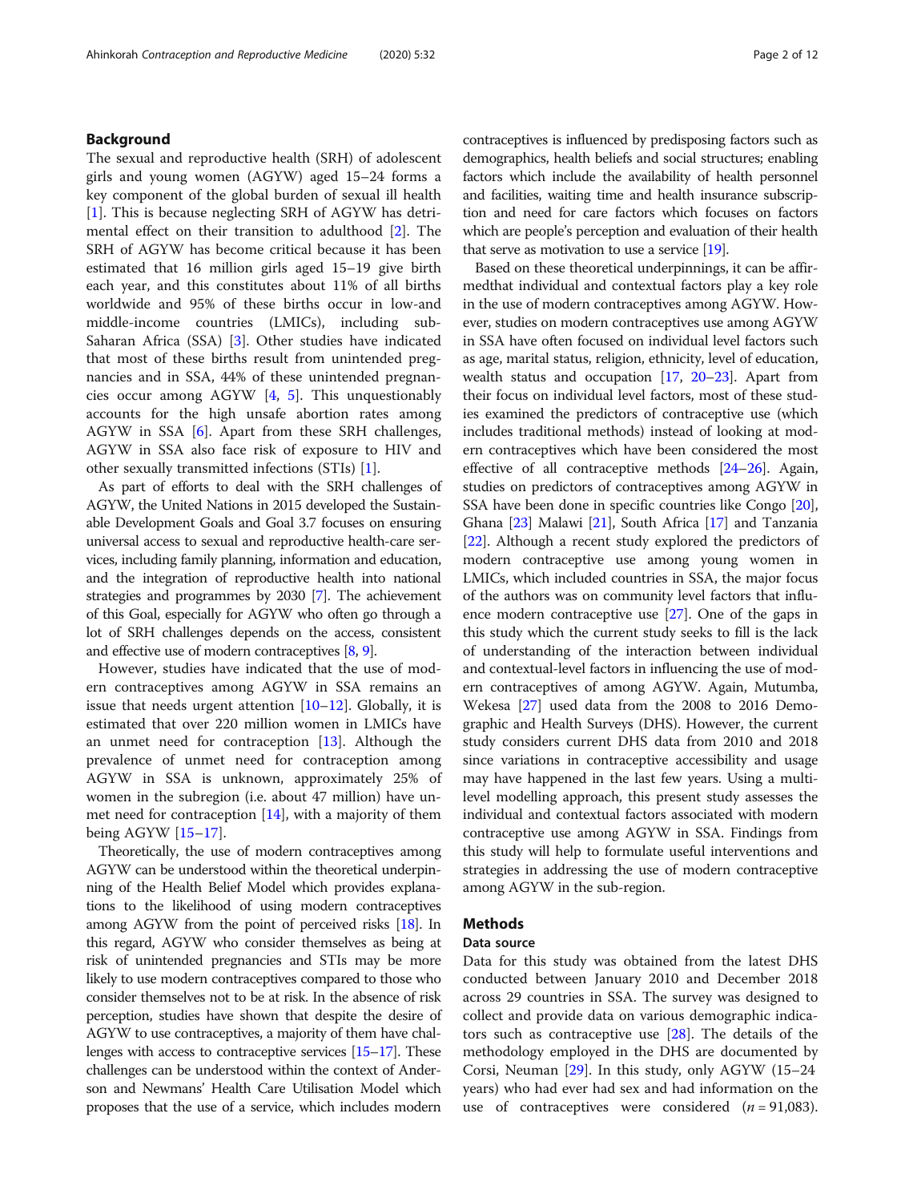## Background

The sexual and reproductive health (SRH) of adolescent girls and young women (AGYW) aged 15–24 forms a key component of the global burden of sexual ill health [1]. This is because neglecting SRH of AGYW has detrimental effect on their transition to adulthood [2]. The SRH of AGYW has become critical because it has been estimated that 16 million girls aged 15–19 give birth each year, and this constitutes about 11% of all births worldwide and 95% of these births occur in low-and middle-income countries (LMICs), including sub-Saharan Africa (SSA) [3]. Other studies have indicated that most of these births result from unintended pregnancies and in SSA, 44% of these unintended pregnancies occur among AGYW [4, 5]. This unquestionably accounts for the high unsafe abortion rates among AGYW in SSA [6]. Apart from these SRH challenges, AGYW in SSA also face risk of exposure to HIV and other sexually transmitted infections (STIs) [1].

As part of efforts to deal with the SRH challenges of AGYW, the United Nations in 2015 developed the Sustainable Development Goals and Goal 3.7 focuses on ensuring universal access to sexual and reproductive health-care services, including family planning, information and education, and the integration of reproductive health into national strategies and programmes by 2030 [7]. The achievement of this Goal, especially for AGYW who often go through a lot of SRH challenges depends on the access, consistent and effective use of modern contraceptives [8, 9].

However, studies have indicated that the use of modern contraceptives among AGYW in SSA remains an issue that needs urgent attention [10–12]. Globally, it is estimated that over 220 million women in LMICs have an unmet need for contraception [13]. Although the prevalence of unmet need for contraception among AGYW in SSA is unknown, approximately 25% of women in the subregion (i.e. about 47 million) have unmet need for contraception [14], with a majority of them being AGYW [15–17].

Theoretically, the use of modern contraceptives among AGYW can be understood within the theoretical underpinning of the Health Belief Model which provides explanations to the likelihood of using modern contraceptives among AGYW from the point of perceived risks [18]. In this regard, AGYW who consider themselves as being at risk of unintended pregnancies and STIs may be more likely to use modern contraceptives compared to those who consider themselves not to be at risk. In the absence of risk perception, studies have shown that despite the desire of AGYW to use contraceptives, a majority of them have challenges with access to contraceptive services [15–17]. These challenges can be understood within the context of Anderson and Newmans' Health Care Utilisation Model which proposes that the use of a service, which includes modern contraceptives is influenced by predisposing factors such as demographics, health beliefs and social structures; enabling factors which include the availability of health personnel and facilities, waiting time and health insurance subscription and need for care factors which focuses on factors which are people's perception and evaluation of their health that serve as motivation to use a service [19].

Based on these theoretical underpinnings, it can be affirmedthat individual and contextual factors play a key role in the use of modern contraceptives among AGYW. However, studies on modern contraceptives use among AGYW in SSA have often focused on individual level factors such as age, marital status, religion, ethnicity, level of education, wealth status and occupation [17, 20–23]. Apart from their focus on individual level factors, most of these studies examined the predictors of contraceptive use (which includes traditional methods) instead of looking at modern contraceptives which have been considered the most effective of all contraceptive methods [24–26]. Again, studies on predictors of contraceptives among AGYW in SSA have been done in specific countries like Congo [20], Ghana [23] Malawi [21], South Africa [17] and Tanzania [22]. Although a recent study explored the predictors of modern contraceptive use among young women in LMICs, which included countries in SSA, the major focus of the authors was on community level factors that influence modern contraceptive use [27]. One of the gaps in this study which the current study seeks to fill is the lack of understanding of the interaction between individual and contextual-level factors in influencing the use of modern contraceptives of among AGYW. Again, Mutumba, Wekesa [27] used data from the 2008 to 2016 Demographic and Health Surveys (DHS). However, the current study considers current DHS data from 2010 and 2018 since variations in contraceptive accessibility and usage may have happened in the last few years. Using a multilevel modelling approach, this present study assesses the individual and contextual factors associated with modern contraceptive use among AGYW in SSA. Findings from this study will help to formulate useful interventions and strategies in addressing the use of modern contraceptive among AGYW in the sub-region.

## Methods

### Data source

Data for this study was obtained from the latest DHS conducted between January 2010 and December 2018 across 29 countries in SSA. The survey was designed to collect and provide data on various demographic indicators such as contraceptive use [28]. The details of the methodology employed in the DHS are documented by Corsi, Neuman [29]. In this study, only AGYW (15–24 years) who had ever had sex and had information on the use of contraceptives were considered ($n = 91{,}083$).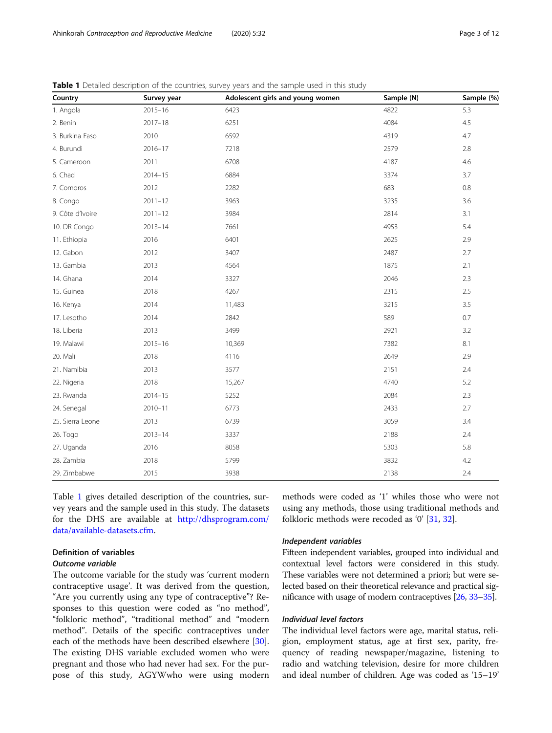**Table 1** Detailed description of the countries, survey years and the sample used in this study

| Country | Survey year | Adolescent girls and young women | Sample (N) | Sample (%) |
|---|---|---|---|---|
| 1. Angola | 2015–16 | 6423 | 4822 | 5.3 |
| 2. Benin | 2017–18 | 6251 | 4084 | 4.5 |
| 3. Burkina Faso | 2010 | 6592 | 4319 | 4.7 |
| 4. Burundi | 2016–17 | 7218 | 2579 | 2.8 |
| 5. Cameroon | 2011 | 6708 | 4187 | 4.6 |
| 6. Chad | 2014–15 | 6884 | 3374 | 3.7 |
| 7. Comoros | 2012 | 2282 | 683 | 0.8 |
| 8. Congo | 2011–12 | 3963 | 3235 | 3.6 |
| 9. Côte d'Ivoire | 2011–12 | 3984 | 2814 | 3.1 |
| 10. DR Congo | 2013–14 | 7661 | 4953 | 5.4 |
| 11. Ethiopia | 2016 | 6401 | 2625 | 2.9 |
| 12. Gabon | 2012 | 3407 | 2487 | 2.7 |
| 13. Gambia | 2013 | 4564 | 1875 | 2.1 |
| 14. Ghana | 2014 | 3327 | 2046 | 2.3 |
| 15. Guinea | 2018 | 4267 | 2315 | 2.5 |
| 16. Kenya | 2014 | 11,483 | 3215 | 3.5 |
| 17. Lesotho | 2014 | 2842 | 589 | 0.7 |
| 18. Liberia | 2013 | 3499 | 2921 | 3.2 |
| 19. Malawi | 2015–16 | 10,369 | 7382 | 8.1 |
| 20. Mali | 2018 | 4116 | 2649 | 2.9 |
| 21. Namibia | 2013 | 3577 | 2151 | 2.4 |
| 22. Nigeria | 2018 | 15,267 | 4740 | 5.2 |
| 23. Rwanda | 2014–15 | 5252 | 2084 | 2.3 |
| 24. Senegal | 2010–11 | 6773 | 2433 | 2.7 |
| 25. Sierra Leone | 2013 | 6739 | 3059 | 3.4 |
| 26. Togo | 2013–14 | 3337 | 2188 | 2.4 |
| 27. Uganda | 2016 | 8058 | 5303 | 5.8 |
| 28. Zambia | 2018 | 5799 | 3832 | 4.2 |
| 29. Zimbabwe | 2015 | 3938 | 2138 | 2.4 |

Table 1 gives detailed description of the countries, survey years and the sample used in this study. The datasets for the DHS are available at http://dhsprogram.com/data/available-datasets.cfm.

### Definition of variables

#### *Outcome variable*

The outcome variable for the study was 'current modern contraceptive usage'. It was derived from the question, "Are you currently using any type of contraceptive"? Responses to this question were coded as "no method", "folkloric method", "traditional method" and "modern method". Details of the specific contraceptives under each of the methods have been described elsewhere [30]. The existing DHS variable excluded women who were pregnant and those who had never had sex. For the purpose of this study, AGYWwho were using modern methods were coded as '1' whiles those who were not using any methods, those using traditional methods and folkloric methods were recoded as '0' [31, 32].

#### *Independent variables*

Fifteen independent variables, grouped into individual and contextual level factors were considered in this study. These variables were not determined a priori; but were selected based on their theoretical relevance and practical significance with usage of modern contraceptives [26, 33–35].

#### *Individual level factors*

The individual level factors were age, marital status, religion, employment status, age at first sex, parity, frequency of reading newspaper/magazine, listening to radio and watching television, desire for more children and ideal number of children. Age was coded as '15–19'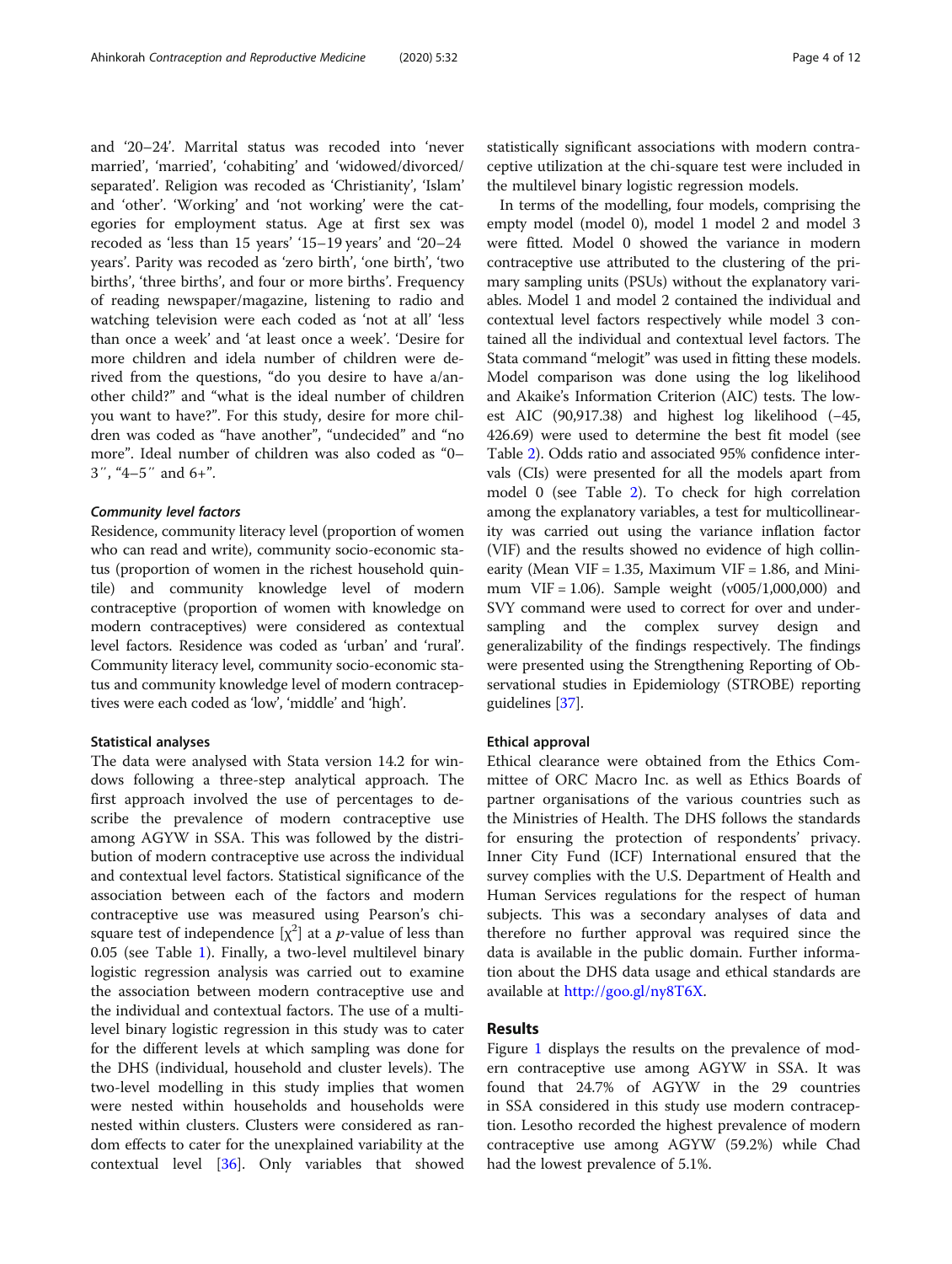and '20–24'. Marrital status was recoded into 'never married', 'married', 'cohabiting' and 'widowed/divorced/separated'. Religion was recoded as 'Christianity', 'Islam' and 'other'. 'Working' and 'not working' were the categories for employment status. Age at first sex was recoded as 'less than 15 years' '15–19 years' and '20–24 years'. Parity was recoded as 'zero birth', 'one birth', 'two births', 'three births', and four or more births'. Frequency of reading newspaper/magazine, listening to radio and watching television were each coded as 'not at all' 'less than once a week' and 'at least once a week'. 'Desire for more children and idela number of children were derived from the questions, "do you desire to have a/another child?" and "what is the ideal number of children you want to have?". For this study, desire for more children was coded as "have another", "undecided" and "no more". Ideal number of children was also coded as "0–3′′, "4–5′′ and 6+".

#### *Community level factors*

Residence, community literacy level (proportion of women who can read and write), community socio-economic status (proportion of women in the richest household quintile) and community knowledge level of modern contraceptive (proportion of women with knowledge on modern contraceptives) were considered as contextual level factors. Residence was coded as 'urban' and 'rural'. Community literacy level, community socio-economic status and community knowledge level of modern contraceptives were each coded as 'low', 'middle' and 'high'.

### Statistical analyses

The data were analysed with Stata version 14.2 for windows following a three-step analytical approach. The first approach involved the use of percentages to describe the prevalence of modern contraceptive use among AGYW in SSA. This was followed by the distribution of modern contraceptive use across the individual and contextual level factors. Statistical significance of the association between each of the factors and modern contraceptive use was measured using Pearson's chi-square test of independence [$\chi^2$] at a $p$-value of less than 0.05 (see Table 1). Finally, a two-level multilevel binary logistic regression analysis was carried out to examine the association between modern contraceptive use and the individual and contextual factors. The use of a multilevel binary logistic regression in this study was to cater for the different levels at which sampling was done for the DHS (individual, household and cluster levels). The two-level modelling in this study implies that women were nested within households and households were nested within clusters. Clusters were considered as random effects to cater for the unexplained variability at the contextual level [36]. Only variables that showed statistically significant associations with modern contraceptive utilization at the chi-square test were included in the multilevel binary logistic regression models.

In terms of the modelling, four models, comprising the empty model (model 0), model 1 model 2 and model 3 were fitted. Model 0 showed the variance in modern contraceptive use attributed to the clustering of the primary sampling units (PSUs) without the explanatory variables. Model 1 and model 2 contained the individual and contextual level factors respectively while model 3 contained all the individual and contextual level factors. The Stata command "melogit" was used in fitting these models. Model comparison was done using the log likelihood and Akaike's Information Criterion (AIC) tests. The lowest AIC (90,917.38) and highest log likelihood (−45, 426.69) were used to determine the best fit model (see Table 2). Odds ratio and associated 95% confidence intervals (CIs) were presented for all the models apart from model 0 (see Table 2). To check for high correlation among the explanatory variables, a test for multicollinearity was carried out using the variance inflation factor (VIF) and the results showed no evidence of high collinearity (Mean VIF = 1.35, Maximum VIF = 1.86, and Minimum VIF = 1.06). Sample weight (v005/1,000,000) and SVY command were used to correct for over and under-sampling and the complex survey design and generalizability of the findings respectively. The findings were presented using the Strengthening Reporting of Observational studies in Epidemiology (STROBE) reporting guidelines [37].

### Ethical approval

Ethical clearance were obtained from the Ethics Committee of ORC Macro Inc. as well as Ethics Boards of partner organisations of the various countries such as the Ministries of Health. The DHS follows the standards for ensuring the protection of respondents' privacy. Inner City Fund (ICF) International ensured that the survey complies with the U.S. Department of Health and Human Services regulations for the respect of human subjects. This was a secondary analyses of data and therefore no further approval was required since the data is available in the public domain. Further information about the DHS data usage and ethical standards are available at http://goo.gl/ny8T6X.

## Results

Figure 1 displays the results on the prevalence of modern contraceptive use among AGYW in SSA. It was found that 24.7% of AGYW in the 29 countries in SSA considered in this study use modern contraception. Lesotho recorded the highest prevalence of modern contraceptive use among AGYW (59.2%) while Chad had the lowest prevalence of 5.1%.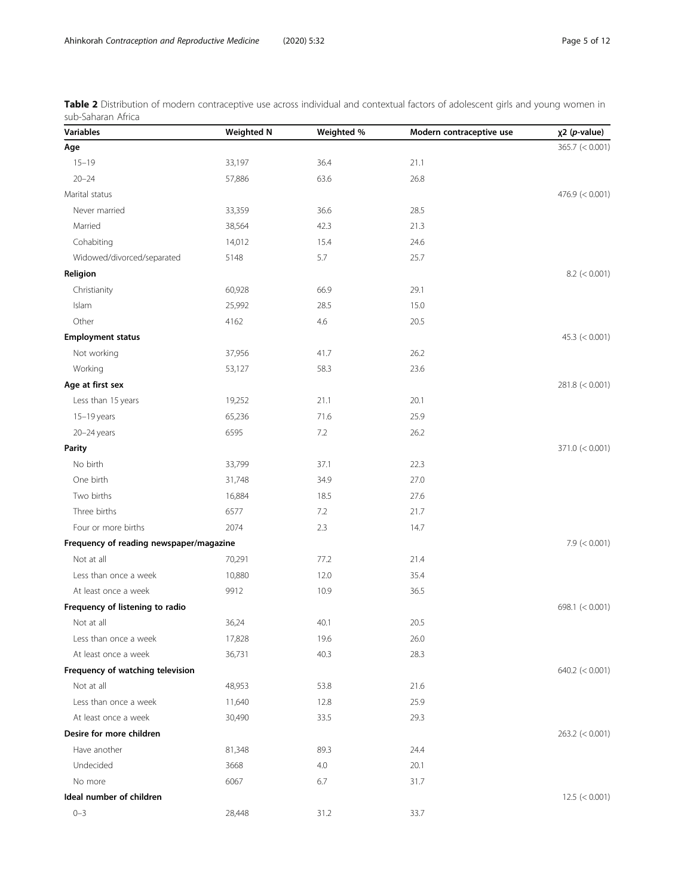**Table 2** Distribution of modern contraceptive use across individual and contextual factors of adolescent girls and young women in sub-Saharan Africa

| Variables | Weighted N | Weighted % | Modern contraceptive use | χ2 (*p*-value) |
|---|---|---|---|---|
| **Age** | | | | 365.7 (< 0.001) |
| 15–19 | 33,197 | 36.4 | 21.1 | |
| 20–24 | 57,886 | 63.6 | 26.8 | |
| Marital status | | | | 476.9 (< 0.001) |
| Never married | 33,359 | 36.6 | 28.5 | |
| Married | 38,564 | 42.3 | 21.3 | |
| Cohabiting | 14,012 | 15.4 | 24.6 | |
| Widowed/divorced/separated | 5148 | 5.7 | 25.7 | |
| **Religion** | | | | 8.2 (< 0.001) |
| Christianity | 60,928 | 66.9 | 29.1 | |
| Islam | 25,992 | 28.5 | 15.0 | |
| Other | 4162 | 4.6 | 20.5 | |
| **Employment status** | | | | 45.3 (< 0.001) |
| Not working | 37,956 | 41.7 | 26.2 | |
| Working | 53,127 | 58.3 | 23.6 | |
| **Age at first sex** | | | | 281.8 (< 0.001) |
| Less than 15 years | 19,252 | 21.1 | 20.1 | |
| 15–19 years | 65,236 | 71.6 | 25.9 | |
| 20–24 years | 6595 | 7.2 | 26.2 | |
| **Parity** | | | | 371.0 (< 0.001) |
| No birth | 33,799 | 37.1 | 22.3 | |
| One birth | 31,748 | 34.9 | 27.0 | |
| Two births | 16,884 | 18.5 | 27.6 | |
| Three births | 6577 | 7.2 | 21.7 | |
| Four or more births | 2074 | 2.3 | 14.7 | |
| **Frequency of reading newspaper/magazine** | | | | 7.9 (< 0.001) |
| Not at all | 70,291 | 77.2 | 21.4 | |
| Less than once a week | 10,880 | 12.0 | 35.4 | |
| At least once a week | 9912 | 10.9 | 36.5 | |
| **Frequency of listening to radio** | | | | 698.1 (< 0.001) |
| Not at all | 36,24 | 40.1 | 20.5 | |
| Less than once a week | 17,828 | 19.6 | 26.0 | |
| At least once a week | 36,731 | 40.3 | 28.3 | |
| **Frequency of watching television** | | | | 640.2 (< 0.001) |
| Not at all | 48,953 | 53.8 | 21.6 | |
| Less than once a week | 11,640 | 12.8 | 25.9 | |
| At least once a week | 30,490 | 33.5 | 29.3 | |
| **Desire for more children** | | | | 263.2 (< 0.001) |
| Have another | 81,348 | 89.3 | 24.4 | |
| Undecided | 3668 | 4.0 | 20.1 | |
| No more | 6067 | 6.7 | 31.7 | |
| **Ideal number of children** | | | | 12.5 (< 0.001) |
| 0–3 | 28,448 | 31.2 | 33.7 | |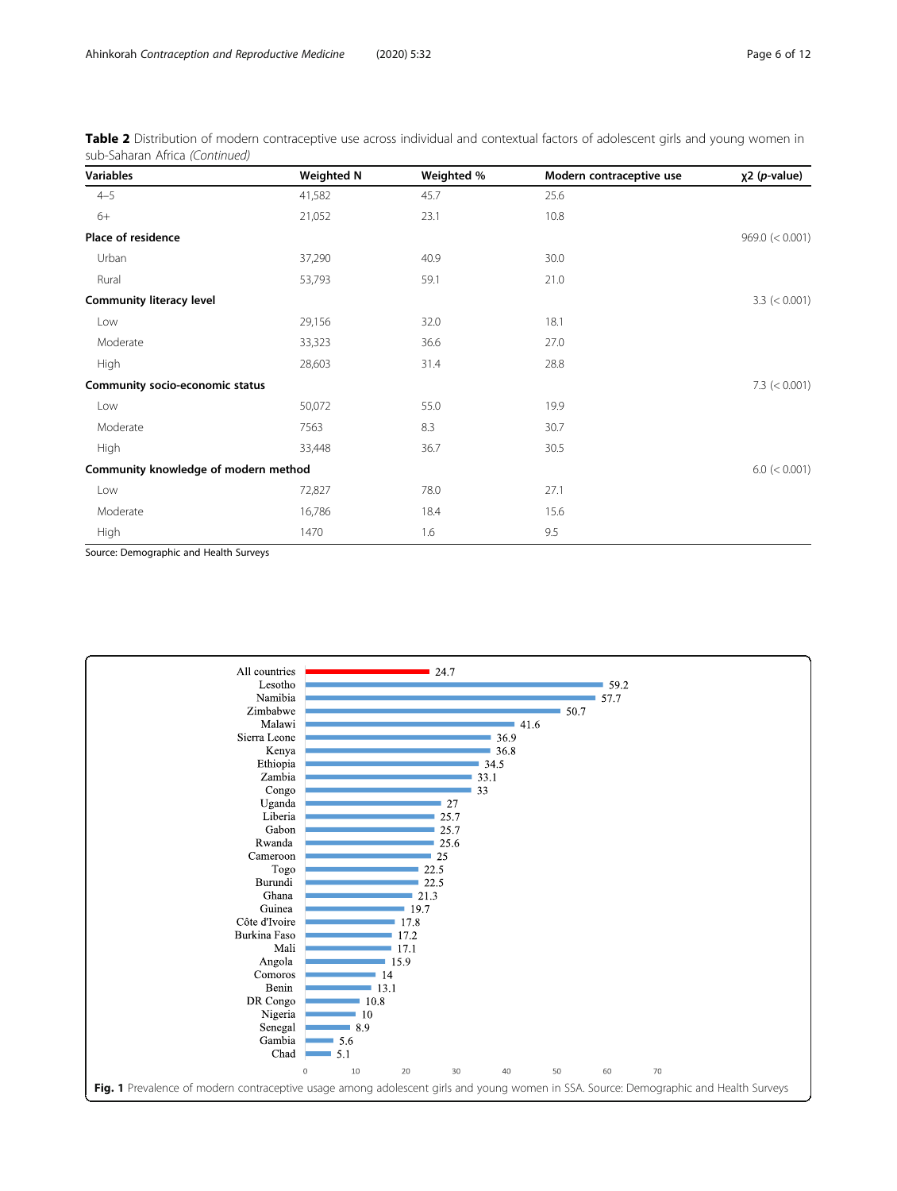**Table 2** Distribution of modern contraceptive use across individual and contextual factors of adolescent girls and young women in sub-Saharan Africa *(Continued)*

| Variables | Weighted N | Weighted % | Modern contraceptive use | χ2 (*p*-value) |
|---|---|---|---|---|
| 4–5 | 41,582 | 45.7 | 25.6 | |
| 6+ | 21,052 | 23.1 | 10.8 | |
| **Place of residence** | | | | 969.0 (< 0.001) |
| Urban | 37,290 | 40.9 | 30.0 | |
| Rural | 53,793 | 59.1 | 21.0 | |
| **Community literacy level** | | | | 3.3 (< 0.001) |
| Low | 29,156 | 32.0 | 18.1 | |
| Moderate | 33,323 | 36.6 | 27.0 | |
| High | 28,603 | 31.4 | 28.8 | |
| **Community socio-economic status** | | | | 7.3 (< 0.001) |
| Low | 50,072 | 55.0 | 19.9 | |
| Moderate | 7563 | 8.3 | 30.7 | |
| High | 33,448 | 36.7 | 30.5 | |
| **Community knowledge of modern method** | | | | 6.0 (< 0.001) |
| Low | 72,827 | 78.0 | 27.1 | |
| Moderate | 16,786 | 18.4 | 15.6 | |
| High | 1470 | 1.6 | 9.5 | |

Source: Demographic and Health Surveys

**Fig. 1** Prevalence of modern contraceptive usage among adolescent girls and young women in SSA. Source: Demographic and Health Surveys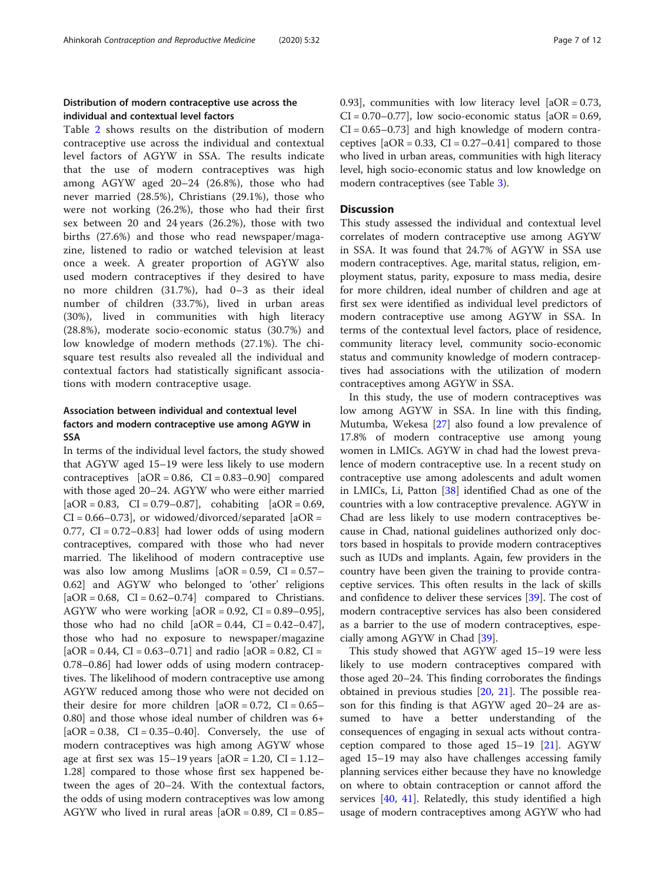### Distribution of modern contraceptive use across the individual and contextual level factors

Table 2 shows results on the distribution of modern contraceptive use across the individual and contextual level factors of AGYW in SSA. The results indicate that the use of modern contraceptives was high among AGYW aged 20–24 (26.8%), those who had never married (28.5%), Christians (29.1%), those who were not working (26.2%), those who had their first sex between 20 and 24 years (26.2%), those with two births (27.6%) and those who read newspaper/magazine, listened to radio or watched television at least once a week. A greater proportion of AGYW also used modern contraceptives if they desired to have no more children (31.7%), had 0–3 as their ideal number of children (33.7%), lived in urban areas (30%), lived in communities with high literacy (28.8%), moderate socio-economic status (30.7%) and low knowledge of modern methods (27.1%). The chi-square test results also revealed all the individual and contextual factors had statistically significant associations with modern contraceptive usage.

### Association between individual and contextual level factors and modern contraceptive use among AGYW in SSA

In terms of the individual level factors, the study showed that AGYW aged 15–19 were less likely to use modern contraceptives [aOR = 0.86, CI = 0.83–0.90] compared with those aged 20–24. AGYW who were either married [aOR = 0.83, CI = 0.79–0.87], cohabiting [aOR = 0.69, CI = 0.66–0.73], or widowed/divorced/separated [aOR = 0.77, CI = 0.72–0.83] had lower odds of using modern contraceptives, compared with those who had never married. The likelihood of modern contraceptive use was also low among Muslims [aOR = 0.59, CI = 0.57–0.62] and AGYW who belonged to 'other' religions [aOR = 0.68, CI = 0.62–0.74] compared to Christians. AGYW who were working [aOR = 0.92, CI = 0.89–0.95], those who had no child [aOR = 0.44, CI = 0.42–0.47], those who had no exposure to newspaper/magazine [aOR = 0.44, CI = 0.63–0.71] and radio [aOR = 0.82, CI = 0.78–0.86] had lower odds of using modern contraceptives. The likelihood of modern contraceptive use among AGYW reduced among those who were not decided on their desire for more children [aOR = 0.72, CI = 0.65–0.80] and those whose ideal number of children was 6+ [aOR = 0.38, CI = 0.35–0.40]. Conversely, the use of modern contraceptives was high among AGYW whose age at first sex was 15–19 years [aOR = 1.20, CI = 1.12–1.28] compared to those whose first sex happened between the ages of 20–24. With the contextual factors, the odds of using modern contraceptives was low among AGYW who lived in rural areas [aOR = 0.89, CI = 0.85–0.93], communities with low literacy level [aOR = 0.73, CI = 0.70–0.77], low socio-economic status [aOR = 0.69, CI = 0.65–0.73] and high knowledge of modern contraceptives [aOR = 0.33, CI = 0.27–0.41] compared to those who lived in urban areas, communities with high literacy level, high socio-economic status and low knowledge on modern contraceptives (see Table 3).

## Discussion

This study assessed the individual and contextual level correlates of modern contraceptive use among AGYW in SSA. It was found that 24.7% of AGYW in SSA use modern contraceptives. Age, marital status, religion, employment status, parity, exposure to mass media, desire for more children, ideal number of children and age at first sex were identified as individual level predictors of modern contraceptive use among AGYW in SSA. In terms of the contextual level factors, place of residence, community literacy level, community socio-economic status and community knowledge of modern contraceptives had associations with the utilization of modern contraceptives among AGYW in SSA.

In this study, the use of modern contraceptives was low among AGYW in SSA. In line with this finding, Mutumba, Wekesa [27] also found a low prevalence of 17.8% of modern contraceptive use among young women in LMICs. AGYW in chad had the lowest prevalence of modern contraceptive use. In a recent study on contraceptive use among adolescents and adult women in LMICs, Li, Patton [38] identified Chad as one of the countries with a low contraceptive prevalence. AGYW in Chad are less likely to use modern contraceptives because in Chad, national guidelines authorized only doctors based in hospitals to provide modern contraceptives such as IUDs and implants. Again, few providers in the country have been given the training to provide contraceptive services. This often results in the lack of skills and confidence to deliver these services [39]. The cost of modern contraceptive services has also been considered as a barrier to the use of modern contraceptives, especially among AGYW in Chad [39].

This study showed that AGYW aged 15–19 were less likely to use modern contraceptives compared with those aged 20–24. This finding corroborates the findings obtained in previous studies [20, 21]. The possible reason for this finding is that AGYW aged 20–24 are assumed to have a better understanding of the consequences of engaging in sexual acts without contraception compared to those aged 15–19 [21]. AGYW aged 15–19 may also have challenges accessing family planning services either because they have no knowledge on where to obtain contraception or cannot afford the services [40, 41]. Relatedly, this study identified a high usage of modern contraceptives among AGYW who had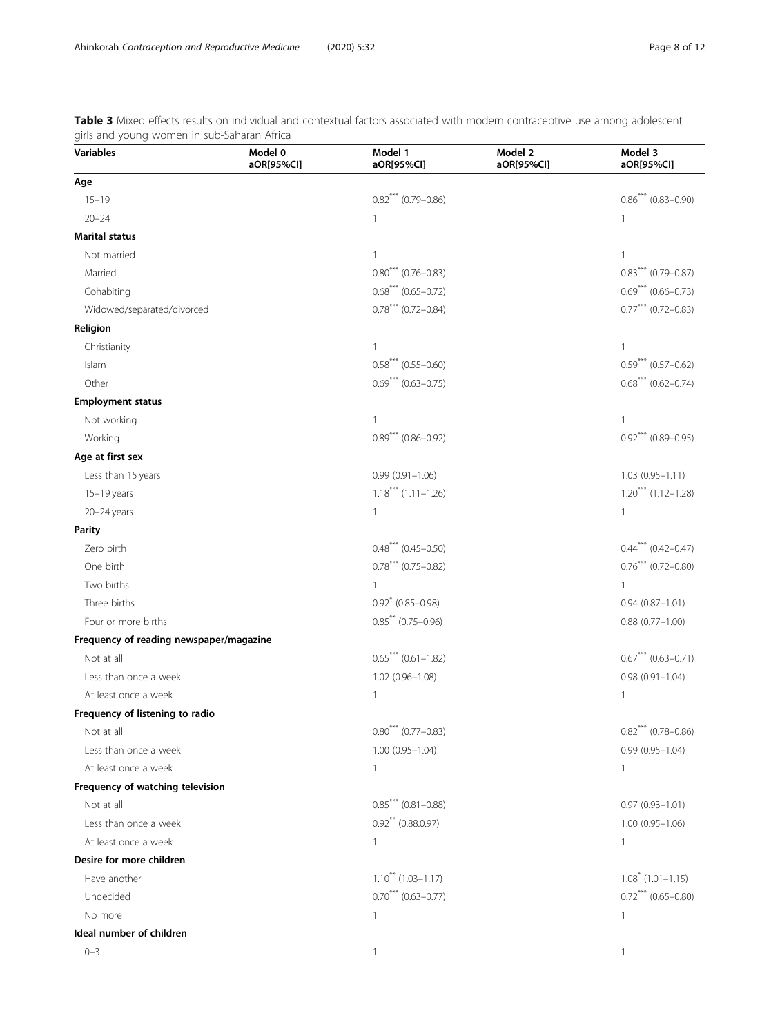**Table 3** Mixed effects results on individual and contextual factors associated with modern contraceptive use among adolescent girls and young women in sub-Saharan Africa

| Variables | Model 0 aOR[95%CI] | Model 1 aOR[95%CI] | Model 2 aOR[95%CI] | Model 3 aOR[95%CI] |
|---|---|---|---|---|
| **Age** | | | | |
| 15–19 | | 0.82*** (0.79–0.86) | | 0.86*** (0.83–0.90) |
| 20–24 | | 1 | | 1 |
| **Marital status** | | | | |
| Not married | | 1 | | 1 |
| Married | | 0.80*** (0.76–0.83) | | 0.83*** (0.79–0.87) |
| Cohabiting | | 0.68*** (0.65–0.72) | | 0.69*** (0.66–0.73) |
| Widowed/separated/divorced | | 0.78*** (0.72–0.84) | | 0.77*** (0.72–0.83) |
| **Religion** | | | | |
| Christianity | | 1 | | 1 |
| Islam | | 0.58*** (0.55–0.60) | | 0.59*** (0.57–0.62) |
| Other | | 0.69*** (0.63–0.75) | | 0.68*** (0.62–0.74) |
| **Employment status** | | | | |
| Not working | | 1 | | 1 |
| Working | | 0.89*** (0.86–0.92) | | 0.92*** (0.89–0.95) |
| **Age at first sex** | | | | |
| Less than 15 years | | 0.99 (0.91–1.06) | | 1.03 (0.95–1.11) |
| 15–19 years | | 1.18*** (1.11–1.26) | | 1.20*** (1.12–1.28) |
| 20–24 years | | 1 | | 1 |
| **Parity** | | | | |
| Zero birth | | 0.48*** (0.45–0.50) | | 0.44*** (0.42–0.47) |
| One birth | | 0.78*** (0.75–0.82) | | 0.76*** (0.72–0.80) |
| Two births | | 1 | | 1 |
| Three births | | 0.92* (0.85–0.98) | | 0.94 (0.87–1.01) |
| Four or more births | | 0.85** (0.75–0.96) | | 0.88 (0.77–1.00) |
| **Frequency of reading newspaper/magazine** | | | | |
| Not at all | | 0.65*** (0.61–1.82) | | 0.67*** (0.63–0.71) |
| Less than once a week | | 1.02 (0.96–1.08) | | 0.98 (0.91–1.04) |
| At least once a week | | 1 | | 1 |
| **Frequency of listening to radio** | | | | |
| Not at all | | 0.80*** (0.77–0.83) | | 0.82*** (0.78–0.86) |
| Less than once a week | | 1.00 (0.95–1.04) | | 0.99 (0.95–1.04) |
| At least once a week | | 1 | | 1 |
| **Frequency of watching television** | | | | |
| Not at all | | 0.85*** (0.81–0.88) | | 0.97 (0.93–1.01) |
| Less than once a week | | 0.92** (0.88.0.97) | | 1.00 (0.95–1.06) |
| At least once a week | | 1 | | 1 |
| **Desire for more children** | | | | |
| Have another | | 1.10** (1.03–1.17) | | 1.08* (1.01–1.15) |
| Undecided | | 0.70*** (0.63–0.77) | | 0.72*** (0.65–0.80) |
| No more | | 1 | | 1 |
| **Ideal number of children** | | | | |
| 0–3 | | 1 | | 1 |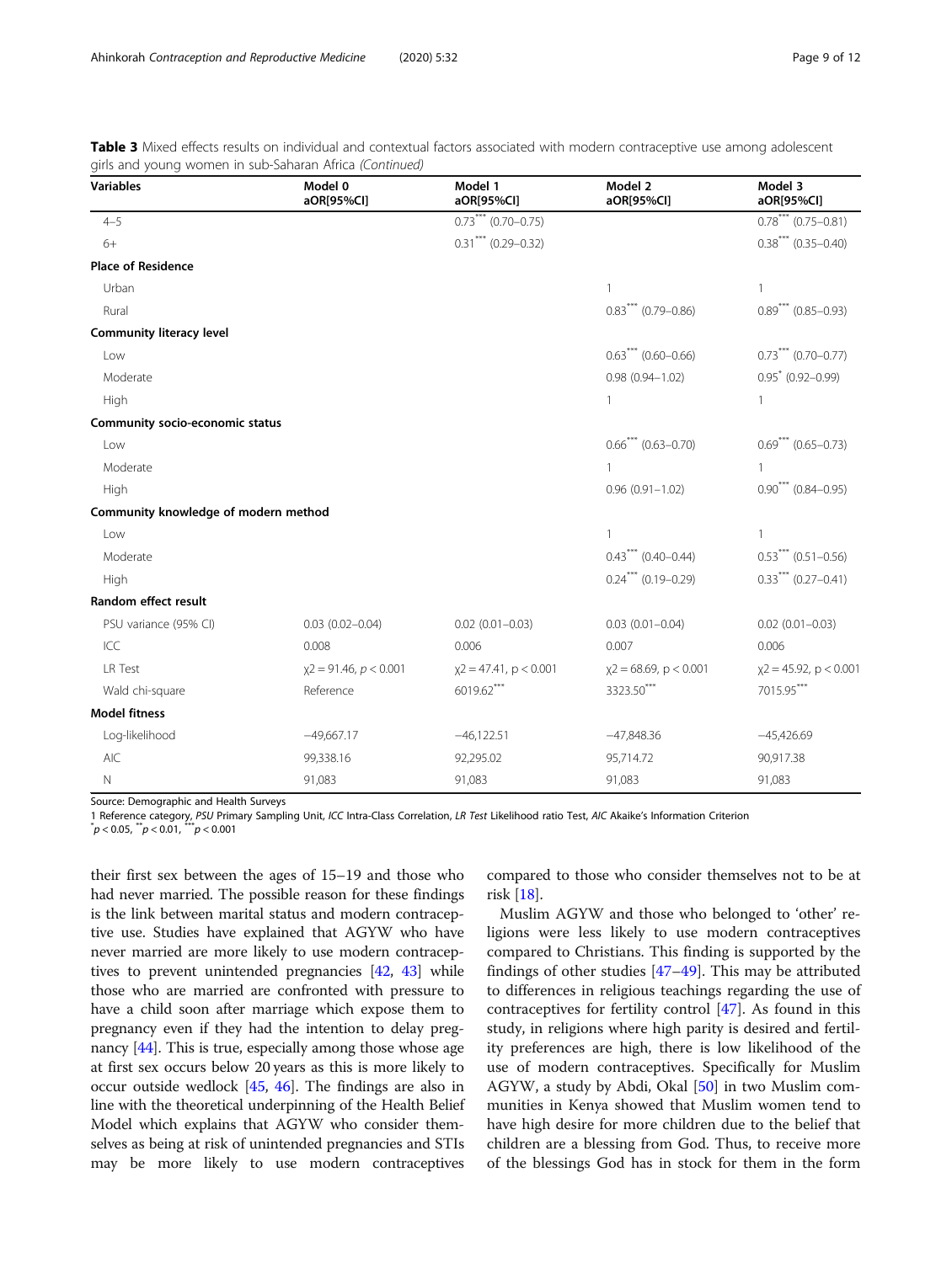**Table 3** Mixed effects results on individual and contextual factors associated with modern contraceptive use among adolescent girls and young women in sub-Saharan Africa *(Continued)*

| Variables | Model 0 aOR[95%CI] | Model 1 aOR[95%CI] | Model 2 aOR[95%CI] | Model 3 aOR[95%CI] |
|---|---|---|---|---|
| 4–5 | | 0.73*** (0.70–0.75) | | 0.78*** (0.75–0.81) |
| 6+ | | 0.31*** (0.29–0.32) | | 0.38*** (0.35–0.40) |
| **Place of Residence** | | | | |
| Urban | | | 1 | 1 |
| Rural | | | 0.83*** (0.79–0.86) | 0.89*** (0.85–0.93) |
| **Community literacy level** | | | | |
| Low | | | 0.63*** (0.60–0.66) | 0.73*** (0.70–0.77) |
| Moderate | | | 0.98 (0.94–1.02) | 0.95* (0.92–0.99) |
| High | | | 1 | 1 |
| **Community socio-economic status** | | | | |
| Low | | | 0.66*** (0.63–0.70) | 0.69*** (0.65–0.73) |
| Moderate | | | 1 | 1 |
| High | | | 0.96 (0.91–1.02) | 0.90*** (0.84–0.95) |
| **Community knowledge of modern method** | | | | |
| Low | | | 1 | 1 |
| Moderate | | | 0.43*** (0.40–0.44) | 0.53*** (0.51–0.56) |
| High | | | 0.24*** (0.19–0.29) | 0.33*** (0.27–0.41) |
| **Random effect result** | | | | |
| PSU variance (95% CI) | 0.03 (0.02–0.04) | 0.02 (0.01–0.03) | 0.03 (0.01–0.04) | 0.02 (0.01–0.03) |
| ICC | 0.008 | 0.006 | 0.007 | 0.006 |
| LR Test | $\chi 2 = 91.46$, $p < 0.001$ | $\chi 2 = 47.41$, $p < 0.001$ | $\chi 2 = 68.69$, $p < 0.001$ | $\chi 2 = 45.92$, $p < 0.001$ |
| Wald chi-square | Reference | 6019.62*** | 3323.50*** | 7015.95*** |
| **Model fitness** | | | | |
| Log-likelihood | −49,667.17 | −46,122.51 | −47,848.36 | −45,426.69 |
| AIC | 99,338.16 | 92,295.02 | 95,714.72 | 90,917.38 |
| N | 91,083 | 91,083 | 91,083 | 91,083 |

Source: Demographic and Health Surveys
1 Reference category, *PSU* Primary Sampling Unit, *ICC* Intra-Class Correlation, *LR Test* Likelihood ratio Test, *AIC* Akaike's Information Criterion
*$p < 0.05$, **$p < 0.01$, ***$p < 0.001$

their first sex between the ages of 15–19 and those who had never married. The possible reason for these findings is the link between marital status and modern contraceptive use. Studies have explained that AGYW who have never married are more likely to use modern contraceptives to prevent unintended pregnancies [42, 43] while those who are married are confronted with pressure to have a child soon after marriage which expose them to pregnancy even if they had the intention to delay pregnancy [44]. This is true, especially among those whose age at first sex occurs below 20 years as this is more likely to occur outside wedlock [45, 46]. The findings are also in line with the theoretical underpinning of the Health Belief Model which explains that AGYW who consider themselves as being at risk of unintended pregnancies and STIs may be more likely to use modern contraceptives compared to those who consider themselves not to be at risk [18].

Muslim AGYW and those who belonged to 'other' religions were less likely to use modern contraceptives compared to Christians. This finding is supported by the findings of other studies [47–49]. This may be attributed to differences in religious teachings regarding the use of contraceptives for fertility control [47]. As found in this study, in religions where high parity is desired and fertility preferences are high, there is low likelihood of the use of modern contraceptives. Specifically for Muslim AGYW, a study by Abdi, Okal [50] in two Muslim communities in Kenya showed that Muslim women tend to have high desire for more children due to the belief that children are a blessing from God. Thus, to receive more of the blessings God has in stock for them in the form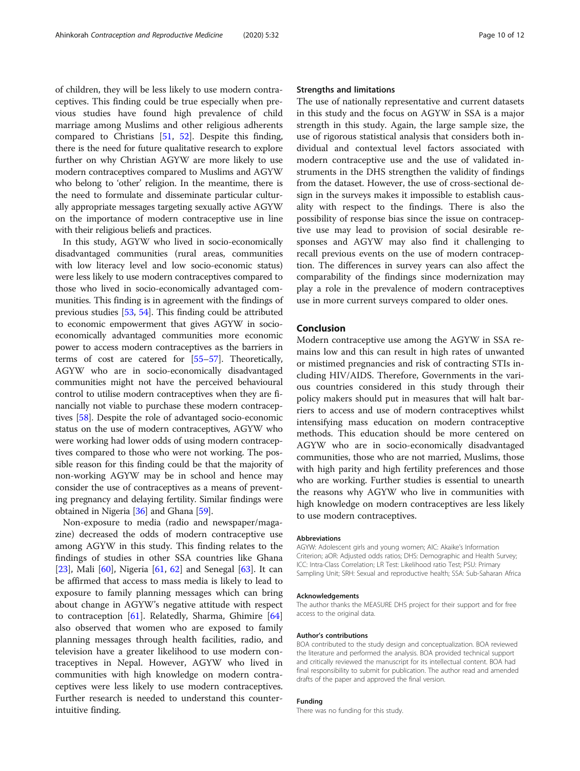of children, they will be less likely to use modern contraceptives. This finding could be true especially when previous studies have found high prevalence of child marriage among Muslims and other religious adherents compared to Christians [51, 52]. Despite this finding, there is the need for future qualitative research to explore further on why Christian AGYW are more likely to use modern contraceptives compared to Muslims and AGYW who belong to 'other' religion. In the meantime, there is the need to formulate and disseminate particular culturally appropriate messages targeting sexually active AGYW on the importance of modern contraceptive use in line with their religious beliefs and practices.

In this study, AGYW who lived in socio-economically disadvantaged communities (rural areas, communities with low literacy level and low socio-economic status) were less likely to use modern contraceptives compared to those who lived in socio-economically advantaged communities. This finding is in agreement with the findings of previous studies [53, 54]. This finding could be attributed to economic empowerment that gives AGYW in socio-economically advantaged communities more economic power to access modern contraceptives as the barriers in terms of cost are catered for [55–57]. Theoretically, AGYW who are in socio-economically disadvantaged communities might not have the perceived behavioural control to utilise modern contraceptives when they are financially not viable to purchase these modern contraceptives [58]. Despite the role of advantaged socio-economic status on the use of modern contraceptives, AGYW who were working had lower odds of using modern contraceptives compared to those who were not working. The possible reason for this finding could be that the majority of non-working AGYW may be in school and hence may consider the use of contraceptives as a means of preventing pregnancy and delaying fertility. Similar findings were obtained in Nigeria [36] and Ghana [59].

Non-exposure to media (radio and newspaper/magazine) decreased the odds of modern contraceptive use among AGYW in this study. This finding relates to the findings of studies in other SSA countries like Ghana [23], Mali [60], Nigeria [61, 62] and Senegal [63]. It can be affirmed that access to mass media is likely to lead to exposure to family planning messages which can bring about change in AGYW's negative attitude with respect to contraception [61]. Relatedly, Sharma, Ghimire [64] also observed that women who are exposed to family planning messages through health facilities, radio, and television have a greater likelihood to use modern contraceptives in Nepal. However, AGYW who lived in communities with high knowledge on modern contraceptives were less likely to use modern contraceptives. Further research is needed to understand this counter-intuitive finding.

### Strengths and limitations

The use of nationally representative and current datasets in this study and the focus on AGYW in SSA is a major strength in this study. Again, the large sample size, the use of rigorous statistical analysis that considers both individual and contextual level factors associated with modern contraceptive use and the use of validated instruments in the DHS strengthen the validity of findings from the dataset. However, the use of cross-sectional design in the surveys makes it impossible to establish causality with respect to the findings. There is also the possibility of response bias since the issue on contraceptive use may lead to provision of social desirable responses and AGYW may also find it challenging to recall previous events on the use of modern contraception. The differences in survey years can also affect the comparability of the findings since modernization may play a role in the prevalence of modern contraceptives use in more current surveys compared to older ones.

## Conclusion

Modern contraceptive use among the AGYW in SSA remains low and this can result in high rates of unwanted or mistimed pregnancies and risk of contracting STIs including HIV/AIDS. Therefore, Governments in the various countries considered in this study through their policy makers should put in measures that will halt barriers to access and use of modern contraceptives whilst intensifying mass education on modern contraceptive methods. This education should be more centered on AGYW who are in socio-economically disadvantaged communities, those who are not married, Muslims, those with high parity and high fertility preferences and those who are working. Further studies is essential to unearth the reasons why AGYW who live in communities with high knowledge on modern contraceptives are less likely to use modern contraceptives.

#### Abbreviations

AGYW: Adolescent girls and young women; AIC: Akaike's Information Criterion; aOR: Adjusted odds ratios; DHS: Demographic and Health Survey; ICC: Intra-Class Correlation; LR Test: Likelihood ratio Test; PSU: Primary Sampling Unit; SRH: Sexual and reproductive health; SSA: Sub-Saharan Africa

#### Acknowledgements

The author thanks the MEASURE DHS project for their support and for free access to the original data.

#### Author's contributions

BOA contributed to the study design and conceptualization. BOA reviewed the literature and performed the analysis. BOA provided technical support and critically reviewed the manuscript for its intellectual content. BOA had final responsibility to submit for publication. The author read and amended drafts of the paper and approved the final version.

#### Funding

There was no funding for this study.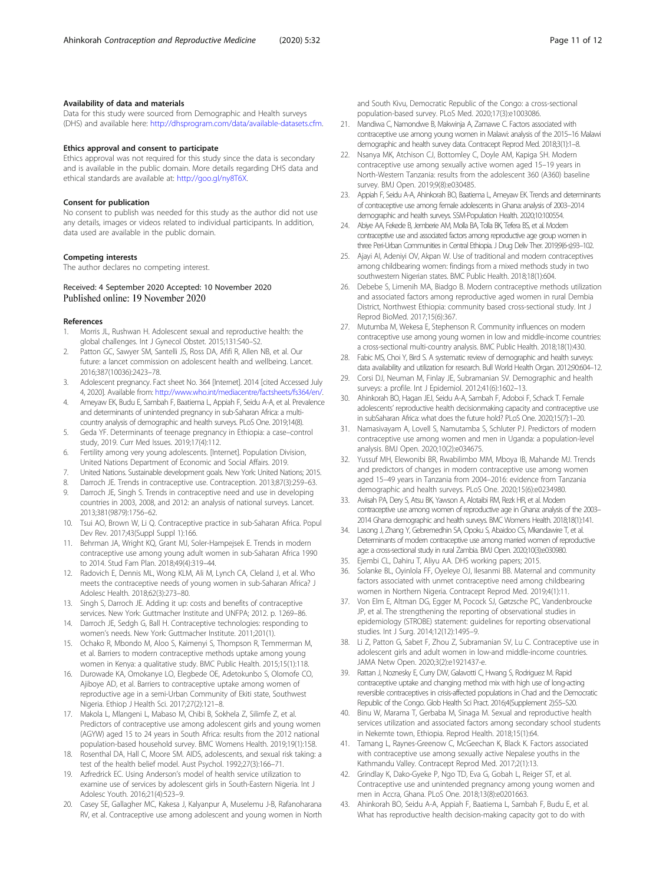### Availability of data and materials

Data for this study were sourced from Demographic and Health surveys (DHS) and available here: http://dhsprogram.com/data/available-datasets.cfm.

### Ethics approval and consent to participate

Ethics approval was not required for this study since the data is secondary and is available in the public domain. More details regarding DHS data and ethical standards are available at: http://goo.gl/ny8T6X.

### Consent for publication

No consent to publish was needed for this study as the author did not use any details, images or videos related to individual participants. In addition, data used are available in the public domain.

### Competing interests

The author declares no competing interest.

Received: 4 September 2020 Accepted: 10 November 2020
Published online: 19 November 2020

### References

1. Morris JL, Rushwan H. Adolescent sexual and reproductive health: the global challenges. Int J Gynecol Obstet. 2015;131:S40–S2.
2. Patton GC, Sawyer SM, Santelli JS, Ross DA, Afifi R, Allen NB, et al. Our future: a lancet commission on adolescent health and wellbeing. Lancet. 2016;387(10036):2423–78.
3. Adolescent pregnancy. Fact sheet No. 364 [Internet]. 2014 [cited Accessed July 4, 2020]. Available from: http://www.who.int/mediacentre/factsheets/fs364/en/.
4. Ameyaw EK, Budu E, Sambah F, Baatiema L, Appiah F, Seidu A-A, et al. Prevalence and determinants of unintended pregnancy in sub-Saharan Africa: a multi-country analysis of demographic and health surveys. PLoS One. 2019;14(8).
5. Geda YF. Determinants of teenage pregnancy in Ethiopia: a case–control study, 2019. Curr Med Issues. 2019;17(4):112.
6. Fertility among very young adolescents. [Internet]. Population Division, United Nations Department of Economic and Social Affairs. 2019.
7. United Nations. Sustainable development goals. New York: United Nations; 2015.
8. Darroch JE. Trends in contraceptive use. Contraception. 2013;87(3):259–63.
9. Darroch JE, Singh S. Trends in contraceptive need and use in developing countries in 2003, 2008, and 2012: an analysis of national surveys. Lancet. 2013;381(9879):1756–62.
10. Tsui AO, Brown W, Li Q. Contraceptive practice in sub-Saharan Africa. Popul Dev Rev. 2017;43(Suppl Suppl 1):166.
11. Behrman JA, Wright KQ, Grant MJ, Soler-Hampejsek E. Trends in modern contraceptive use among young adult women in sub-Saharan Africa 1990 to 2014. Stud Fam Plan. 2018;49(4):319–44.
12. Radovich E, Dennis ML, Wong KLM, Ali M, Lynch CA, Cleland J, et al. Who meets the contraceptive needs of young women in sub-Saharan Africa? J Adolesc Health. 2018;62(3):273–80.
13. Singh S, Darroch JE. Adding it up: costs and benefits of contraceptive services. New York: Guttmacher Institute and UNFPA; 2012. p. 1269–86.
14. Darroch JE, Sedgh G, Ball H. Contraceptive technologies: responding to women's needs. New York: Guttmacher Institute. 2011;201(1).
15. Ochako R, Mbondo M, Aloo S, Kaimenyi S, Thompson R, Temmerman M, et al. Barriers to modern contraceptive methods uptake among young women in Kenya: a qualitative study. BMC Public Health. 2015;15(1):118.
16. Durowade KA, Omokanye LO, Elegbede OE, Adetokunbo S, Olomofe CO, Ajiboye AD, et al. Barriers to contraceptive uptake among women of reproductive age in a semi-Urban Community of Ekiti state, Southwest Nigeria. Ethiop J Health Sci. 2017;27(2):121–8.
17. Makola L, Mlangeni L, Mabaso M, Chibi B, Sokhela Z, Silimfe Z, et al. Predictors of contraceptive use among adolescent girls and young women (AGYW) aged 15 to 24 years in South Africa: results from the 2012 national population-based household survey. BMC Womens Health. 2019;19(1):158.
18. Rosenthal DA, Hall C, Moore SM. AIDS, adolescents, and sexual risk taking: a test of the health belief model. Aust Psychol. 1992;27(3):166–71.
19. Azfredrick EC. Using Anderson's model of health service utilization to examine use of services by adolescent girls in South-Eastern Nigeria. Int J Adolesc Youth. 2016;21(4):523–9.
20. Casey SE, Gallagher MC, Kakesa J, Kalyanpur A, Muselemu J-B, Rafanoharana RV, et al. Contraceptive use among adolescent and young women in North and South Kivu, Democratic Republic of the Congo: a cross-sectional population-based survey. PLoS Med. 2020;17(3):e1003086.
21. Mandiwa C, Namondwe B, Makwinja A, Zamawe C. Factors associated with contraceptive use among young women in Malawi: analysis of the 2015–16 Malawi demographic and health survey data. Contracept Reprod Med. 2018;3(1):1–8.
22. Nsanya MK, Atchison CJ, Bottomley C, Doyle AM, Kapiga SH. Modern contraceptive use among sexually active women aged 15–19 years in North-Western Tanzania: results from the adolescent 360 (A360) baseline survey. BMJ Open. 2019;9(8):e030485.
23. Appiah F, Seidu A-A, Ahinkorah BO, Baatiema L, Ameyaw EK. Trends and determinants of contraceptive use among female adolescents in Ghana: analysis of 2003–2014 demographic and health surveys. SSM-Population Health. 2020;10:100554.
24. Abiye AA, Fekede B, Jemberie AM, Molla BA, Tolla BK, Tefera BS, et al. Modern contraceptive use and associated factors among reproductive age group women in three Peri-Urban Communities in Central Ethiopia. J Drug Deliv Ther. 2019;9(6-s):93–102.
25. Ajayi AI, Adeniyi OV, Akpan W. Use of traditional and modern contraceptives among childbearing women: findings from a mixed methods study in two southwestern Nigerian states. BMC Public Health. 2018;18(1):604.
26. Debebe S, Limenih MA, Biadgo B. Modern contraceptive methods utilization and associated factors among reproductive aged women in rural Dembia District, Northwest Ethiopia: community based cross-sectional study. Int J Reprod BioMed. 2017;15(6):367.
27. Mutumba M, Wekesa E, Stephenson R. Community influences on modern contraceptive use among young women in low and middle-income countries: a cross-sectional multi-country analysis. BMC Public Health. 2018;18(1):430.
28. Fabic MS, Choi Y, Bird S. A systematic review of demographic and health surveys: data availability and utilization for research. Bull World Health Organ. 2012;90:604–12.
29. Corsi DJ, Neuman M, Finlay JE, Subramanian SV. Demographic and health surveys: a profile. Int J Epidemiol. 2012;41(6):1602–13.
30. Ahinkorah BO, Hagan JEJ, Seidu A-A, Sambah F, Adoboi F, Schack T. Female adolescents' reproductive health decisionmaking capacity and contraceptive use in subSaharan Africa: what does the future hold? PLoS One. 2020;15(7):1–20.
31. Namasivayam A, Lovell S, Namutamba S, Schluter PJ. Predictors of modern contraceptive use among women and men in Uganda: a population-level analysis. BMJ Open. 2020;10(2):e034675.
32. Yussuf MH, Elewonibi BR, Rwabilimbo MM, Mboya IB, Mahande MJ. Trends and predictors of changes in modern contraceptive use among women aged 15–49 years in Tanzania from 2004–2016: evidence from Tanzania demographic and health surveys. PLoS One. 2020;15(6):e0234980.
33. Aviisah PA, Dery S, Atsu BK, Yawson A, Alotaibi RM, Rezk HR, et al. Modern contraceptive use among women of reproductive age in Ghana: analysis of the 2003–2014 Ghana demographic and health surveys. BMC Womens Health. 2018;18(1):141.
34. Lasong J, Zhang Y, Gebremedhin SA, Opoku S, Abaidoo CS, Mkandawire T, et al. Determinants of modern contraceptive use among married women of reproductive age: a cross-sectional study in rural Zambia. BMJ Open. 2020;10(3):e030980.
35. Ejembi CL, Dahiru T, Aliyu AA. DHS working papers; 2015.
36. Solanke BL, Oyinlola FF, Oyeleye OJ, Ilesanmi BB. Maternal and community factors associated with unmet contraceptive need among childbearing women in Northern Nigeria. Contracept Reprod Med. 2019;4(1):11.
37. Von Elm E, Altman DG, Egger M, Pocock SJ, Gøtzsche PC, Vandenbroucke JP, et al. The strengthening the reporting of observational studies in epidemiology (STROBE) statement: guidelines for reporting observational studies. Int J Surg. 2014;12(12):1495–9.
38. Li Z, Patton G, Sabet F, Zhou Z, Subramanian SV, Lu C. Contraceptive use in adolescent girls and adult women in low-and middle-income countries. JAMA Netw Open. 2020;3(2):e1921437-e.
39. Rattan J, Noznesky E, Curry DW, Galavotti C, Hwang S, Rodriguez M. Rapid contraceptive uptake and changing method mix with high use of long-acting reversible contraceptives in crisis-affected populations in Chad and the Democratic Republic of the Congo. Glob Health Sci Pract. 2016;4(Supplement 2):S5–S20.
40. Binu W, Marama T, Gerbaba M, Sinaga M. Sexual and reproductive health services utilization and associated factors among secondary school students in Nekemte town, Ethiopia. Reprod Health. 2018;15(1):64.
41. Tamang L, Raynes-Greenow C, McGeechan K, Black K. Factors associated with contraceptive use among sexually active Nepalese youths in the Kathmandu Valley. Contracept Reprod Med. 2017;2(1):13.
42. Grindlay K, Dako-Gyeke P, Ngo TD, Eva G, Gobah L, Reiger ST, et al. Contraceptive use and unintended pregnancy among young women and men in Accra, Ghana. PLoS One. 2018;13(8):e0201663.
43. Ahinkorah BO, Seidu A-A, Appiah F, Baatiema L, Sambah F, Budu E, et al. What has reproductive health decision-making capacity got to do with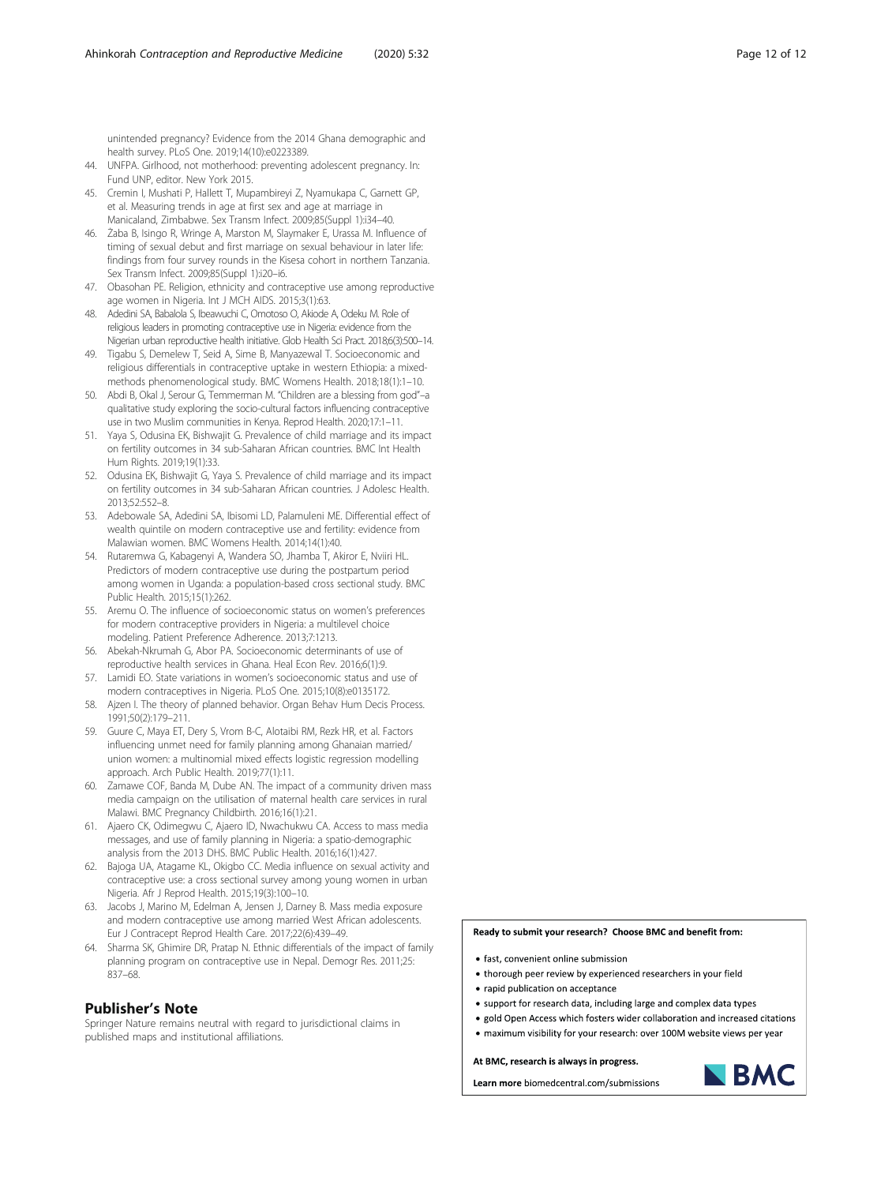unintended pregnancy? Evidence from the 2014 Ghana demographic and health survey. PLoS One. 2019;14(10):e0223389.

44. UNFPA. Girlhood, not motherhood: preventing adolescent pregnancy. In: Fund UNP, editor. New York 2015.
45. Cremin I, Mushati P, Hallett T, Mupambireyi Z, Nyamukapa C, Garnett GP, et al. Measuring trends in age at first sex and age at marriage in Manicaland, Zimbabwe. Sex Transm Infect. 2009;85(Suppl 1):i34–40.
46. Zaba B, Isingo R, Wringe A, Marston M, Slaymaker E, Urassa M. Influence of timing of sexual debut and first marriage on sexual behaviour in later life: findings from four survey rounds in the Kisesa cohort in northern Tanzania. Sex Transm Infect. 2009;85(Suppl 1):i20–i6.
47. Obasohan PE. Religion, ethnicity and contraceptive use among reproductive age women in Nigeria. Int J MCH AIDS. 2015;3(1):63.
48. Adedini SA, Babalola S, Ibeawuchi C, Omotoso O, Akiode A, Odeku M. Role of religious leaders in promoting contraceptive use in Nigeria: evidence from the Nigerian urban reproductive health initiative. Glob Health Sci Pract. 2018;6(3):500–14.
49. Tigabu S, Demelew T, Seid A, Sime B, Manyazewal T. Socioeconomic and religious differentials in contraceptive uptake in western Ethiopia: a mixed-methods phenomenological study. BMC Womens Health. 2018;18(1):1–10.
50. Abdi B, Okal J, Serour G, Temmerman M. "Children are a blessing from god"–a qualitative study exploring the socio-cultural factors influencing contraceptive use in two Muslim communities in Kenya. Reprod Health. 2020;17:1–11.
51. Yaya S, Odusina EK, Bishwajit G. Prevalence of child marriage and its impact on fertility outcomes in 34 sub-Saharan African countries. BMC Int Health Hum Rights. 2019;19(1):33.
52. Odusina EK, Bishwajit G, Yaya S. Prevalence of child marriage and its impact on fertility outcomes in 34 sub-Saharan African countries. J Adolesc Health. 2013;52:552–8.
53. Adebowale SA, Adedini SA, Ibisomi LD, Palamuleni ME. Differential effect of wealth quintile on modern contraceptive use and fertility: evidence from Malawian women. BMC Womens Health. 2014;14(1):40.
54. Rutaremwa G, Kabagenyi A, Wandera SO, Jhamba T, Akiror E, Nviiri HL. Predictors of modern contraceptive use during the postpartum period among women in Uganda: a population-based cross sectional study. BMC Public Health. 2015;15(1):262.
55. Aremu O. The influence of socioeconomic status on women's preferences for modern contraceptive providers in Nigeria: a multilevel choice modeling. Patient Preference Adherence. 2013;7:1213.
56. Abekah-Nkrumah G, Abor PA. Socioeconomic determinants of use of reproductive health services in Ghana. Heal Econ Rev. 2016;6(1):9.
57. Lamidi EO. State variations in women's socioeconomic status and use of modern contraceptives in Nigeria. PLoS One. 2015;10(8):e0135172.
58. Ajzen I. The theory of planned behavior. Organ Behav Hum Decis Process. 1991;50(2):179–211.
59. Guure C, Maya ET, Dery S, Vrom B-C, Alotaibi RM, Rezk HR, et al. Factors influencing unmet need for family planning among Ghanaian married/union women: a multinomial mixed effects logistic regression modelling approach. Arch Public Health. 2019;77(1):11.
60. Zamawe COF, Banda M, Dube AN. The impact of a community driven mass media campaign on the utilisation of maternal health care services in rural Malawi. BMC Pregnancy Childbirth. 2016;16(1):21.
61. Ajaero CK, Odimegwu C, Ajaero ID, Nwachukwu CA. Access to mass media messages, and use of family planning in Nigeria: a spatio-demographic analysis from the 2013 DHS. BMC Public Health. 2016;16(1):427.
62. Bajoga UA, Atagame KL, Okigbo CC. Media influence on sexual activity and contraceptive use: a cross sectional survey among young women in urban Nigeria. Afr J Reprod Health. 2015;19(3):100–10.
63. Jacobs J, Marino M, Edelman A, Jensen J, Darney B. Mass media exposure and modern contraceptive use among married West African adolescents. Eur J Contracept Reprod Health Care. 2017;22(6):439–49.
64. Sharma SK, Ghimire DR, Pratap N. Ethnic differentials of the impact of family planning program on contraceptive use in Nepal. Demogr Res. 2011;25: 837–68.

## Publisher's Note

Springer Nature remains neutral with regard to jurisdictional claims in published maps and institutional affiliations.

**Ready to submit your research? Choose BMC and benefit from:**

- fast, convenient online submission
- thorough peer review by experienced researchers in your field
- rapid publication on acceptance
- support for research data, including large and complex data types
- gold Open Access which fosters wider collaboration and increased citations
- maximum visibility for your research: over 100M website views per year

**At BMC, research is always in progress.**

**Learn more** biomedcentral.com/submissions